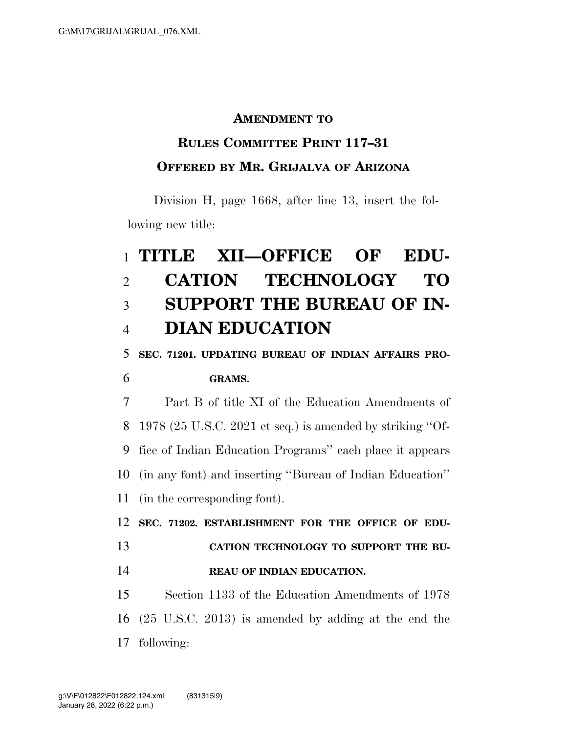**AMENDMENT TO**

**RULES COMMITTEE PRINT 117–31**

**OFFERED BY MR. GRIJALVA OF ARIZONA**

Division H, page 1668, after line 13, insert the following new title:

# TITLE XII—OFFICE OF EDUCATION TECHNOLOGY TO SUPPORT THE BUREAU OF INDIAN EDUCATION

**SEC. 71201. UPDATING BUREAU OF INDIAN AFFAIRS PROGRAMS.**

Part B of title XI of the Education Amendments of 1978 (25 U.S.C. 2021 et seq.) is amended by striking "Office of Indian Education Programs" each place it appears (in any font) and inserting "Bureau of Indian Education" (in the corresponding font).

**SEC. 71202. ESTABLISHMENT FOR THE OFFICE OF EDUCATION TECHNOLOGY TO SUPPORT THE BUREAU OF INDIAN EDUCATION.**

Section 1133 of the Education Amendments of 1978 (25 U.S.C. 2013) is amended by adding at the end the following: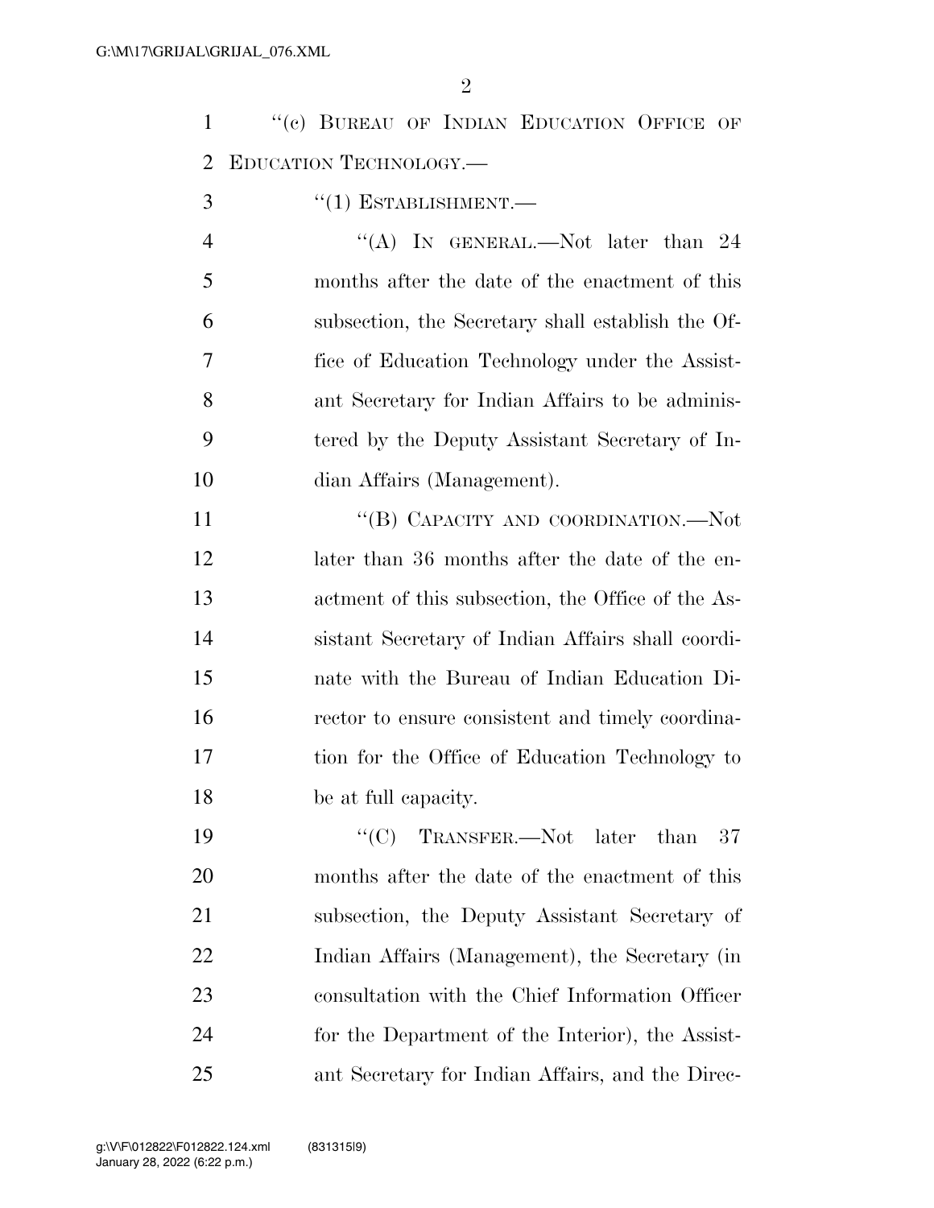"(c) Bureau of Indian Education Office of Education Technology.—

"(1) Establishment.—

"(A) In general.—Not later than 24 months after the date of the enactment of this subsection, the Secretary shall establish the Office of Education Technology under the Assistant Secretary for Indian Affairs to be administered by the Deputy Assistant Secretary of Indian Affairs (Management).

"(B) Capacity and coordination.—Not later than 36 months after the date of the enactment of this subsection, the Office of the Assistant Secretary of Indian Affairs shall coordinate with the Bureau of Indian Education Director to ensure consistent and timely coordination for the Office of Education Technology to be at full capacity.

"(C) Transfer.—Not later than 37 months after the date of the enactment of this subsection, the Deputy Assistant Secretary of Indian Affairs (Management), the Secretary (in consultation with the Chief Information Officer for the Department of the Interior), the Assistant Secretary for Indian Affairs, and the Direc-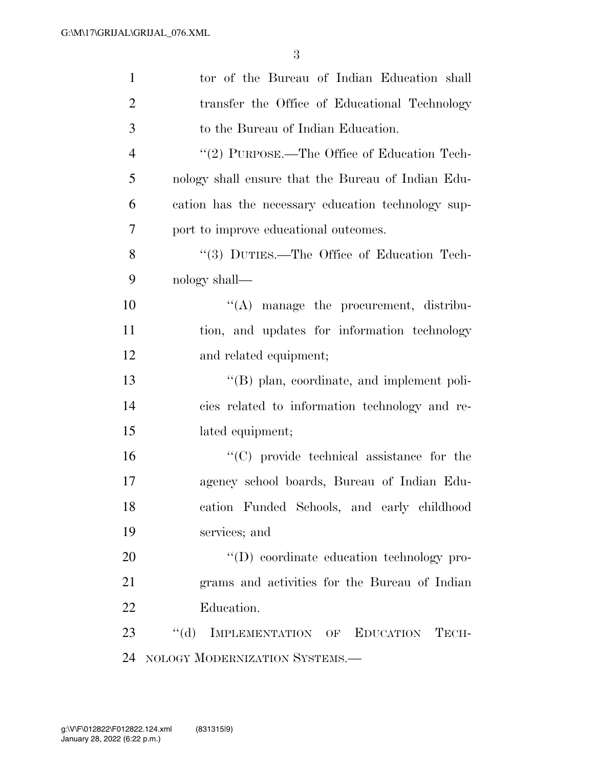tor of the Bureau of Indian Education shall transfer the Office of Educational Technology to the Bureau of Indian Education.

''(2) PURPOSE.—The Office of Education Technology shall ensure that the Bureau of Indian Education has the necessary education technology support to improve educational outcomes.

''(3) DUTIES.—The Office of Education Technology shall—

''(A) manage the procurement, distribution, and updates for information technology and related equipment;

''(B) plan, coordinate, and implement policies related to information technology and related equipment;

''(C) provide technical assistance for the agency school boards, Bureau of Indian Education Funded Schools, and early childhood services; and

''(D) coordinate education technology programs and activities for the Bureau of Indian Education.

''(d) IMPLEMENTATION OF EDUCATION TECHNOLOGY MODERNIZATION SYSTEMS.—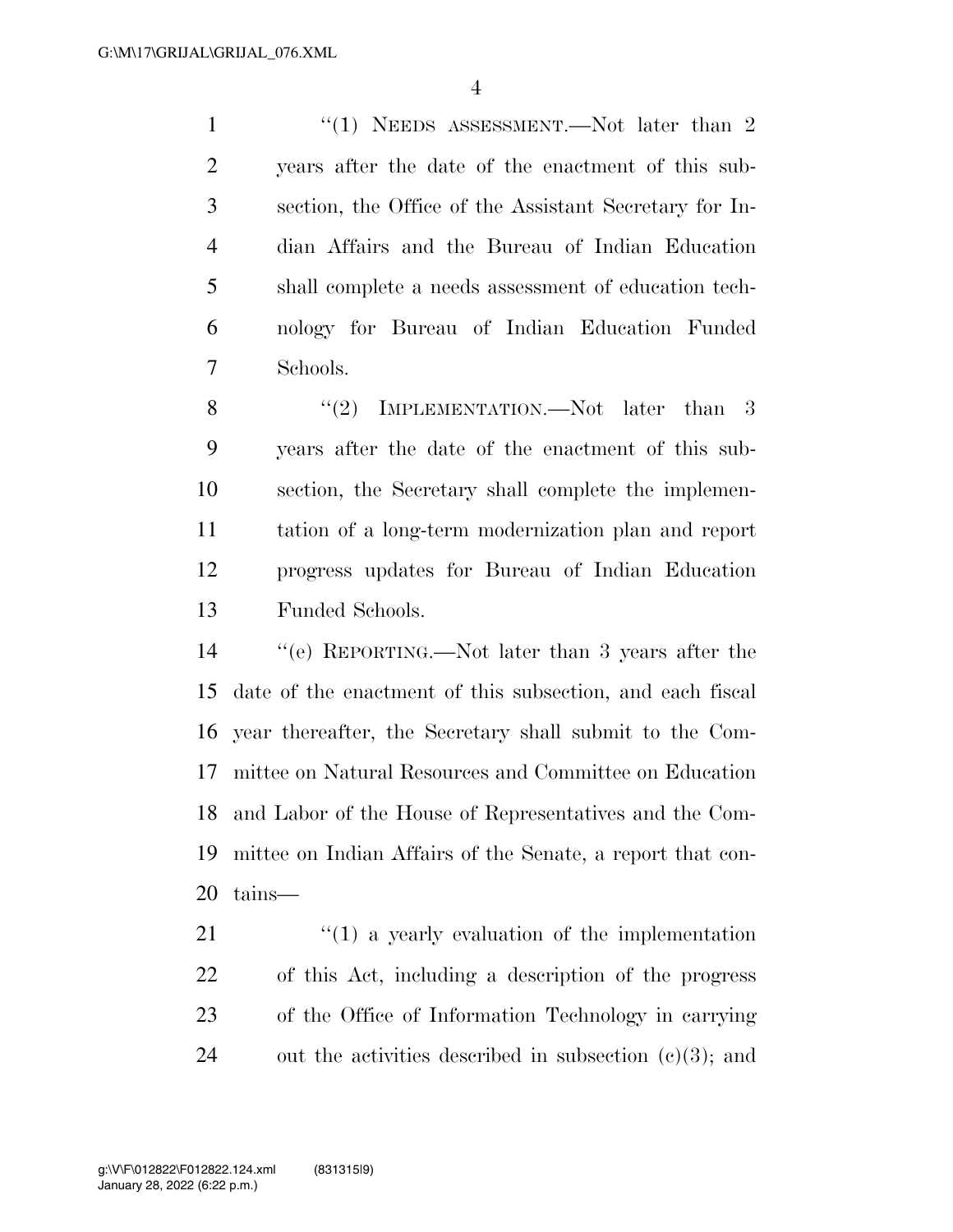"(1) NEEDS ASSESSMENT.—Not later than 2 years after the date of the enactment of this subsection, the Office of the Assistant Secretary for Indian Affairs and the Bureau of Indian Education shall complete a needs assessment of education technology for Bureau of Indian Education Funded Schools.

"(2) IMPLEMENTATION.—Not later than 3 years after the date of the enactment of this subsection, the Secretary shall complete the implementation of a long-term modernization plan and report progress updates for Bureau of Indian Education Funded Schools.

"(e) REPORTING.—Not later than 3 years after the date of the enactment of this subsection, and each fiscal year thereafter, the Secretary shall submit to the Committee on Natural Resources and Committee on Education and Labor of the House of Representatives and the Committee on Indian Affairs of the Senate, a report that contains—

"(1) a yearly evaluation of the implementation of this Act, including a description of the progress of the Office of Information Technology in carrying out the activities described in subsection (c)(3); and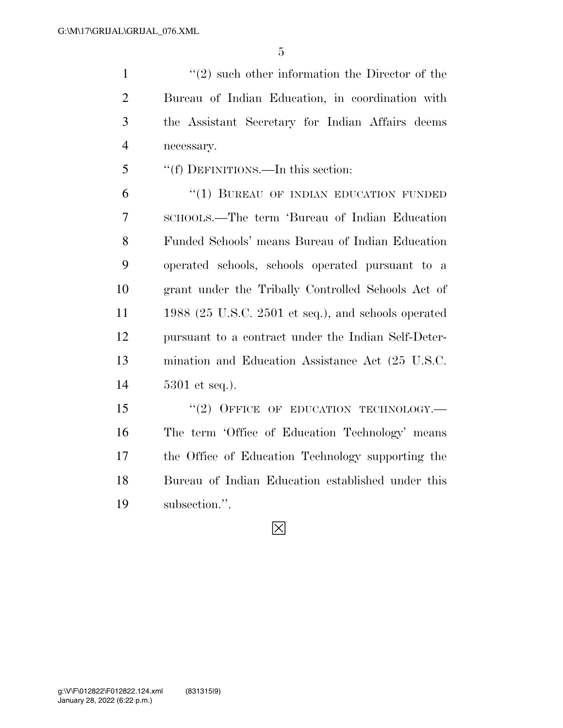"(2) such other information the Director of the Bureau of Indian Education, in coordination with the Assistant Secretary for Indian Affairs deems necessary.

"(f) DEFINITIONS.—In this section:

"(1) BUREAU OF INDIAN EDUCATION FUNDED SCHOOLS.—The term 'Bureau of Indian Education Funded Schools' means Bureau of Indian Education operated schools, schools operated pursuant to a grant under the Tribally Controlled Schools Act of 1988 (25 U.S.C. 2501 et seq.), and schools operated pursuant to a contract under the Indian Self-Determination and Education Assistance Act (25 U.S.C. 5301 et seq.).

"(2) OFFICE OF EDUCATION TECHNOLOGY.— The term 'Office of Education Technology' means the Office of Education Technology supporting the Bureau of Indian Education established under this subsection.".